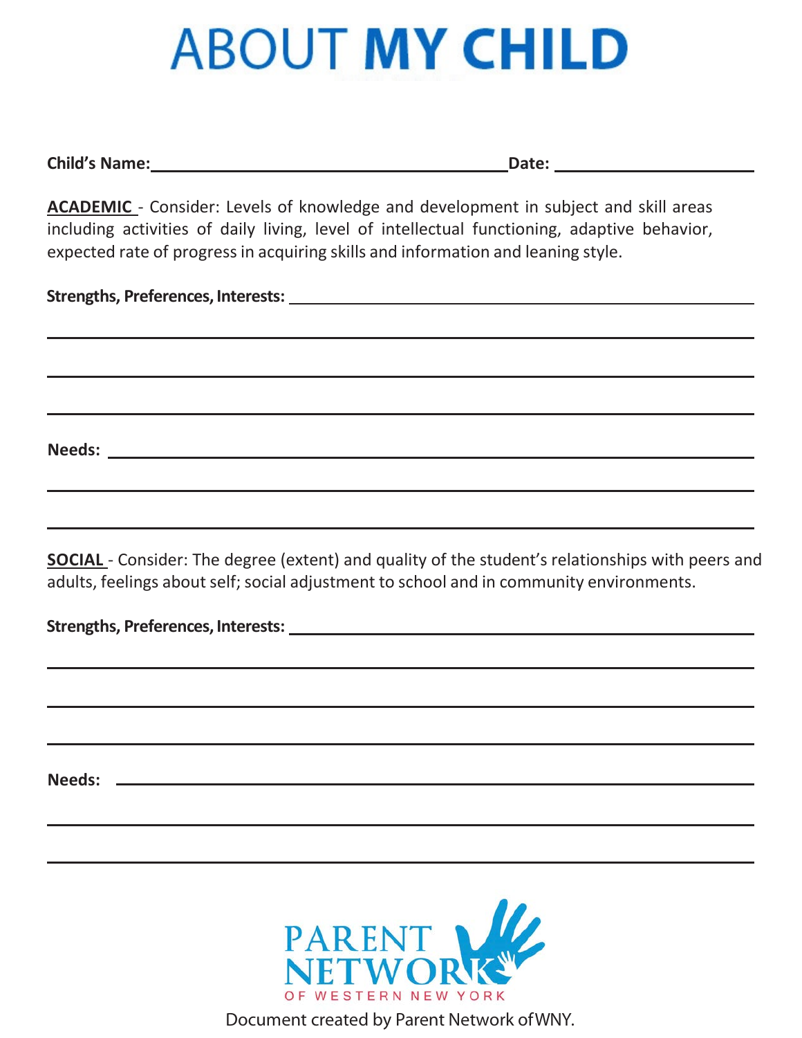# ABOUT MY CHILD

**Child's Name:** ______________________________ **Date:** ____________________

**ACADEMIC** - Consider: Levels of knowledge and development in subject and skill areas including activities of daily living, level of intellectual functioning, adaptive behavior, expected rate of progress in acquiring skills and information and leaning style.

**Strengths, Preferences, Interests:** ________________________________________

______________________________________________________________________

______________________________________________________________________

______________________________________________________________________

**Needs:** ____________________________________________________________

______________________________________________________________________

______________________________________________________________________

**SOCIAL** - Consider: The degree (extent) and quality of the student's relationships with peers and adults, feelings about self; social adjustment to school and in community environments.

**Strengths, Preferences, Interests:** ________________________________________

______________________________________________________________________

______________________________________________________________________

______________________________________________________________________

**Needs:** ____________________________________________________________

______________________________________________________________________

______________________________________________________________________

PARENT NETWORK OF WESTERN NEW YORK

Document created by Parent Network of WNY.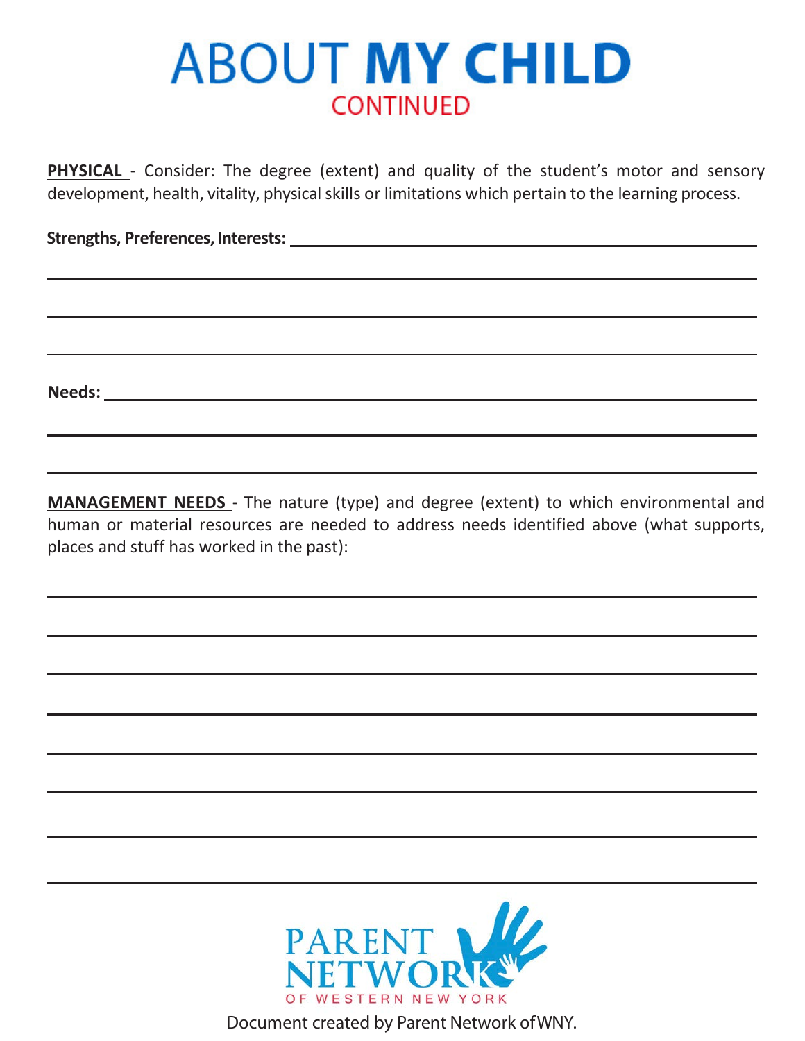# ABOUT MY CHILD

## CONTINUED

**PHYSICAL** - Consider: The degree (extent) and quality of the student's motor and sensory development, health, vitality, physical skills or limitations which pertain to the learning process.

**Strengths, Preferences, Interests:** ____________________________________________

______________________________________________________________________

______________________________________________________________________

______________________________________________________________________

**Needs:** ____________________________________________________________

______________________________________________________________________

______________________________________________________________________

**MANAGEMENT NEEDS** - The nature (type) and degree (extent) to which environmental and human or material resources are needed to address needs identified above (what supports, places and stuff has worked in the past):

______________________________________________________________________

______________________________________________________________________

______________________________________________________________________

______________________________________________________________________

______________________________________________________________________

______________________________________________________________________

______________________________________________________________________

______________________________________________________________________

PARENT NETWORK OF WESTERN NEW YORK

Document created by Parent Network of WNY.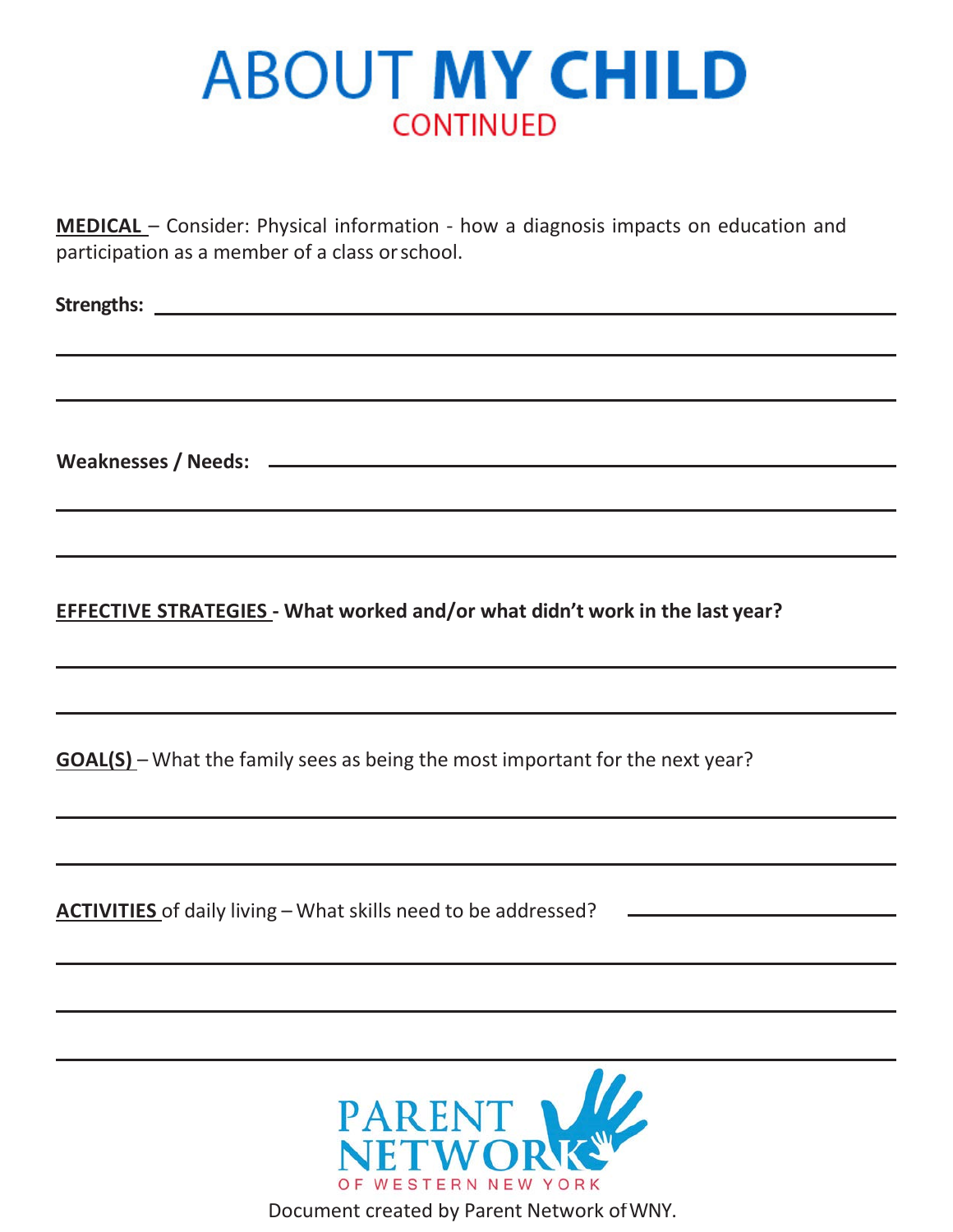# ABOUT MY CHILD

## CONTINUED

**MEDICAL** – Consider: Physical information - how a diagnosis impacts on education and participation as a member of a class or school.

**Strengths:** ______________________________________________

______________________________________________

______________________________________________

**Weaknesses / Needs:** ______________________________________________

______________________________________________

______________________________________________

**EFFECTIVE STRATEGIES - What worked and/or what didn't work in the last year?**

______________________________________________

______________________________________________

**GOAL(S)** – What the family sees as being the most important for the next year?

______________________________________________

______________________________________________

**ACTIVITIES** of daily living – What skills need to be addressed? ______________________

______________________________________________

______________________________________________

______________________________________________

PARENT NETWORK OF WESTERN NEW YORK

Document created by Parent Network of WNY.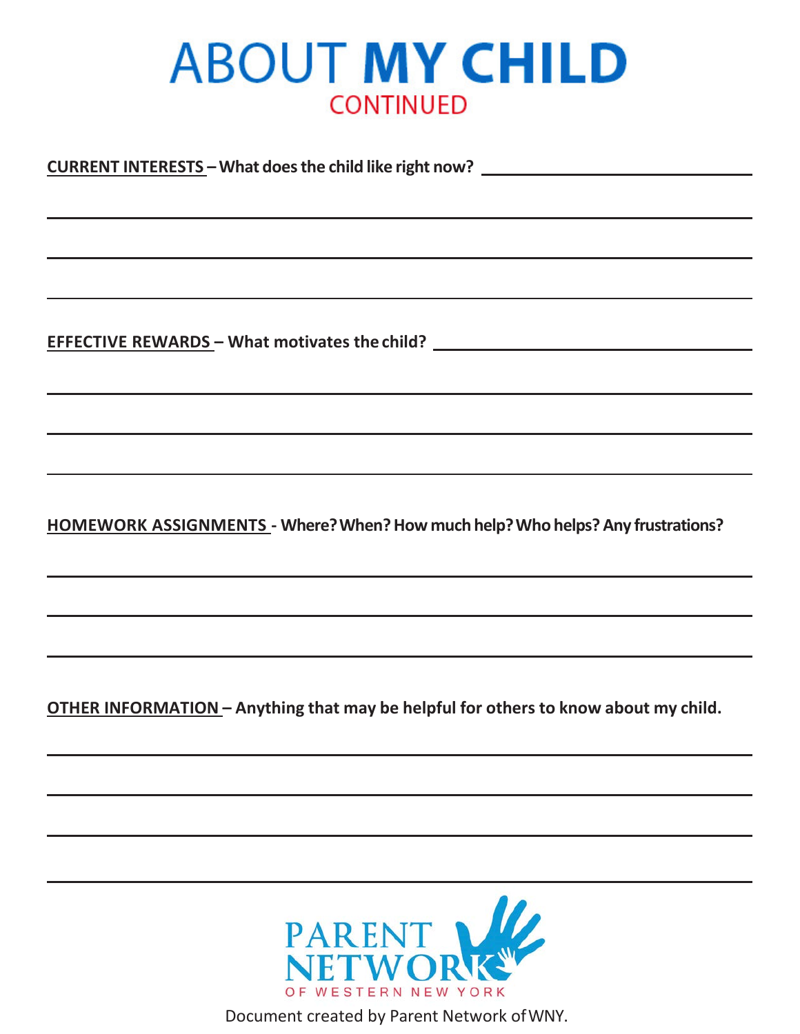# ABOUT MY CHILD

## CONTINUED

**CURRENT INTERESTS – What does the child like right now?**

**EFFECTIVE REWARDS – What motivates the child?**

**HOMEWORK ASSIGNMENTS - Where? When? How much help? Who helps? Any frustrations?**

**OTHER INFORMATION – Anything that may be helpful for others to know about my child.**

PARENT NETWORK OF WESTERN NEW YORK

Document created by Parent Network of WNY.